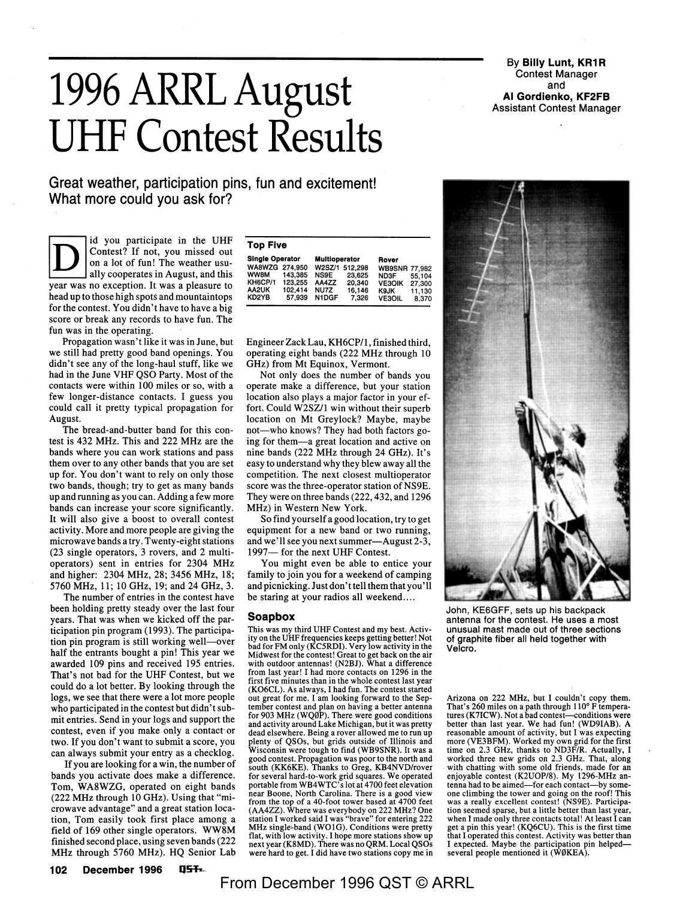# 1996 ARRL August UHF Contest Results

By **Billy Lunt, KR1R**
Contest Manager
and
**Al Gordienko, KF2FB**
Assistant Contest Manager

## Great weather, participation pins, fun and excitement! What more could you ask for?

Did you participate in the UHF Contest? If not, you missed out on a lot of fun! The weather usually cooperates in August, and this year was no exception. It was a pleasure to head up to those high spots and mountaintops for the contest. You didn't have to have a big score or break any records to have fun. The fun was in the operating.

Propagation wasn't like it was in June, but we still had pretty good band openings. You didn't see any of the long-haul stuff, like we had in the June VHF QSO Party. Most of the contacts were within 100 miles or so, with a few longer-distance contacts. I guess you could call it pretty typical propagation for August.

The bread-and-butter band for this contest is 432 MHz. This and 222 MHz are the bands where you can work stations and pass them over to any other bands that you are set up for. You don't want to rely on only those two bands, though; try to get as many bands up and running as you can. Adding a few more bands can increase your score significantly. It will also give a boost to overall contest activity. More and more people are giving the microwave bands a try. Twenty-eight stations (23 single operators, 3 rovers, and 2 multi-operators) sent in entries for 2304 MHz and higher: 2304 MHz, 28; 3456 MHz, 18; 5760 MHz, 11; 10 GHz, 19; and 24 GHz, 3.

The number of entries in the contest have been holding pretty steady over the last four years. That was when we kicked off the participation pin program (1993). The participation pin program is still working well—over half the entrants bought a pin! This year we awarded 109 pins and received 195 entries. That's not bad for the UHF Contest, but we could do a lot better. By looking through the logs, we see that there were a lot more people who participated in the contest but didn't submit entries. Send in your logs and support the contest, even if you make only a contact or two. If you don't want to submit a score, you can always submit your entry as a checklog.

If you are looking for a win, the number of bands you activate does make a difference. Tom, WA8WZG, operated on eight bands (222 MHz through 10 GHz). Using that "microwave advantage" and a great station location, Tom easily took first place among a field of 169 other single operators. WW8M finished second place, using seven bands (222 MHz through 5760 MHz). HQ Senior Lab Engineer Zack Lau, KH6CP/1, finished third, operating eight bands (222 MHz through 10 GHz) from Mt Equinox, Vermont.

### Top Five

| Single Operator | | Multioperator | | Rover | |
|---|---|---|---|---|---|
| WA8WZG | 274,950 | W2SZ/1 | 512,298 | WB9SNR | 77,982 |
| WW8M | 143,385 | NS9E | 23,625 | ND3F | 55,104 |
| KH6CP/1 | 123,255 | AA4ZZ | 20,340 | VE3OIK | 27,300 |
| AA2UK | 102,414 | NU7Z | 16,146 | K9JK | 11,130 |
| KD2YB | 57,939 | N1DGF | 7,326 | VE3OIL | 8,370 |

Not only does the number of bands you operate make a difference, but your station location also plays a major factor in your effort. Could W2SZ/1 win without their superb location on Mt Greylock? Maybe, maybe not—who knows? They had both factors going for them—a great location and active on nine bands (222 MHz through 24 GHz). It's easy to understand why they blew away all the competition. The next closest multioperator score was the three-operator station of NS9E. They were on three bands (222, 432, and 1296 MHz) in Western New York.

So find yourself a good location, try to get equipment for a new band or two running, and we'll see you next summer—August 2-3, 1997— for the next UHF Contest.

You might even be able to entice your family to join you for a weekend of camping and picnicking. Just don't tell them that you'll be staring at your radios all weekend....

John, KE6GFF, sets up his backpack antenna for the contest. He uses a most unusual mast made out of three sections of graphite fiber all held together with Velcro.

### Soapbox

This was my third UHF Contest and my best. Activity on the UHF frequencies keeps getting better! Not bad for FM only (KC5RDI). Very low activity in the Midwest for the contest! Great to get back on the air with outdoor antennas! (N2BJ). What a difference from last year! I had more contacts on 1296 in the first five minutes than in the whole contest last year (KO6CL). As always, I had fun. The contest started out great for me. I am looking forward to the September contest and plan on having a better antenna for 903 MHz (WQ0P). There were good conditions and activity around Lake Michigan, but it was pretty dead elsewhere. Being a rover allowed me to run up plenty of QSOs, but grids outside of Illinois and Wisconsin were tough to find (WB9SNR). It was a good contest. Propagation was poor to the north and south (KK6KE). Thanks to Greg, KB4NVD/rover for several hard-to-work grid squares. We operated portable from WB4WTC's lot at 4700 feet elevation near Boone, North Carolina. There is a good view from the top of a 40-foot tower based at 4700 feet (AA4ZZ). Where was everybody on 222 MHz? One station I worked said I was "brave" for entering 222 MHz single-band (WO1G). Conditions were pretty flat, with low activity. I hope more stations show up next year (K8MD). There was no QRM. Local QSOs were hard to get. I did have two stations copy me in Arizona on 222 MHz, but I couldn't copy them. That's 260 miles on a path through 110° F temperatures (K7ICW). Not a bad contest—conditions were better than last year. We had fun! (WD9IAB). A reasonable amount of activity, but I was expecting more (VE3BFM). Worked my own grid for the first time on 2.3 GHz, thanks to ND3F/R. Actually, I worked three new grids on 2.3 GHz. That, along with chatting with some old friends, made for an enjoyable contest (K2UOP/8). My 1296-MHz antenna had to be aimed—for each contact—by someone climbing the tower and going on the roof! This was a really excellent contest! (NS9E). Participation seemed sparse, but a little better than last year, when I made only three contacts total! At least I can get a pin this year! (KQ6CU). This is the first time that I operated this contest. Activity was better than I expected. Maybe the participation pin helped—several people mentioned it (W0KEA).

From December 1996 QST © ARRL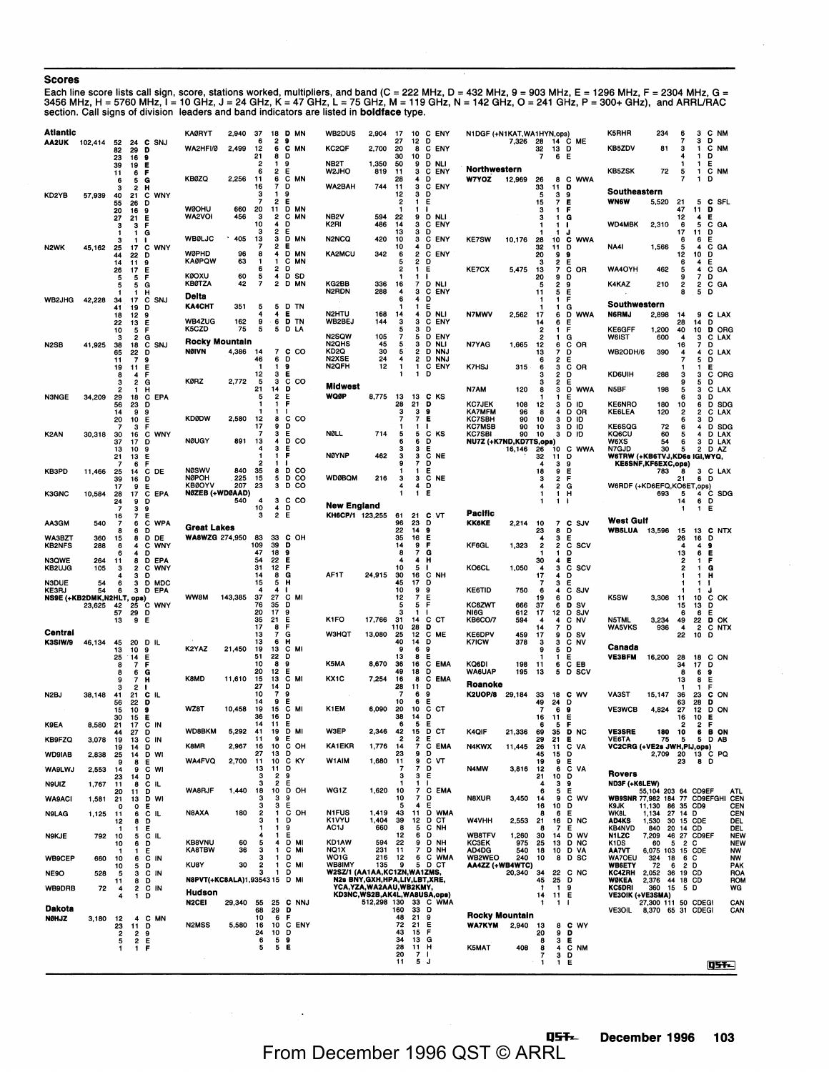## Scores

Each line score lists call sign, score, stations worked, multipliers, and band (C = 222 MHz, D = 432 MHz, 9 = 903 MHz, E = 1296 MHz, F = 2304 MHz, G = 3456 MHz, H = 5760 MHz, I = 10 GHz, J = 24 GHz, K = 47 GHz, L = 75 GHz, M = 119 GHz, N = 142 GHz, O = 241 GHz, P = 300+ GHz), and ARRL/RAC section. Call signs of division leaders and band indicators are listed in **boldface** type.

### Atlantic

| Call | Score | Stations | Mults | Band | Section |
|---|---|---|---|---|---|
| **AA2UK** | 102,414 | 52 | 24 | **C** | SNJ |
| | | 82 | 29 | **D** | |
| | | 23 | 16 | **9** | |
| | | 39 | 19 | **E** | |
| | | 11 | 6 | **F** | |
| | | 6 | 5 | **G** | |
| | | 3 | 2 | **H** | |
| KD2YB | 57,939 | 40 | 21 | C | WNY |
| | | 55 | 26 | D | |
| | | 20 | 16 | 9 | |
| | | 27 | 21 | E | |
| | | 3 | 3 | F | |
| | | 1 | 1 | G | |
| | | 3 | 1 | I | |
| N2WK | 45,162 | 25 | 17 | C | WNY |
| | | 44 | 22 | D | |
| | | 14 | 11 | 9 | |
| | | 26 | 17 | E | |
| | | 5 | 5 | F | |
| | | 5 | 5 | G | |
| | | 1 | 1 | H | |
| WB2JHG | 42,228 | 34 | 17 | C | SNJ |
| | | 41 | 19 | D | |
| | | 18 | 12 | 9 | |
| | | 22 | 13 | E | |
| | | 10 | 5 | F | |
| | | 3 | 2 | G | |
| N2SB | 41,925 | 38 | 18 | C | SNJ |
| | | 65 | 22 | D | |
| | | 11 | 7 | 9 | |
| | | 19 | 11 | E | |
| | | 8 | 4 | F | |
| | | 3 | 2 | G | |
| | | 2 | 1 | H | |
| N3NGE | 34,209 | 29 | 18 | C | EPA |
| | | 56 | 23 | D | |
| | | 14 | 9 | 9 | |
| | | 20 | 10 | E | |
| | | 7 | 3 | F | |
| K2AN | 30,318 | 30 | 16 | C | WNY |
| | | 37 | 17 | D | |
| | | 13 | 10 | 9 | |
| | | 21 | 13 | E | |
| | | 7 | 6 | F | |
| KB3PD | 11,466 | 25 | 14 | C | DE |
| | | 39 | 16 | D | |
| | | 17 | 9 | E | |
| K3GNC | 10,584 | 28 | 17 | C | EPA |
| | | 24 | 9 | D | |
| | | 7 | 3 | 9 | |
| | | 16 | 7 | E | |
| AA3GM | 540 | 7 | 6 | C | WPA |
| | | 8 | 6 | D | |
| WA3BZT | 360 | 15 | 8 | D | DE |
| KB2NFS | 288 | 6 | 4 | C | WNY |
| | | 6 | 4 | D | |
| N3QWE | 264 | 11 | 8 | D | EPA |
| KB2UJG | 105 | 3 | 2 | C | WNY |
| | | 4 | 3 | D | |
| N3DUE | 54 | 6 | 3 | D | MDC |
| KE3RJ | 54 | 6 | 3 | D | EPA |
| NS9E (+KB2DMK,N2HLT, ops) | 23,625 | 42 | 25 | C | WNY |
| | | 57 | 29 | D | |
| | | 13 | 9 | E | |

### Central

| Call | Score | Stations | Mults | Band | Section |
|---|---|---|---|---|---|
| **K3SIW/9** | 46,134 | 45 | 20 | D | IL |
| | | 13 | 10 | 9 | |
| | | 25 | 14 | E | |
| | | 8 | 7 | **F** | |
| | | 8 | 6 | **G** | |
| | | 9 | 7 | **H** | |
| | | 3 | 2 | **I** | |
| N2BJ | 38,148 | 41 | 21 | **C** | IL |
| | | 56 | 22 | **D** | |
| | | 15 | 10 | **9** | |
| | | 30 | 15 | **E** | |
| K9EA | 8,580 | 21 | 17 | C | IN |
| | | 44 | 27 | D | |
| KB9FZQ | 3,078 | 19 | 13 | C | IN |
| | | 19 | 14 | D | |
| WD9IAB | 2,838 | 25 | 14 | D | WI |
| | | 9 | 8 | E | |
| WA9LWJ | 2,553 | 14 | 9 | C | WI |
| | | 23 | 14 | D | |
| N9UIZ | 1,767 | 11 | 8 | C | IL |
| | | 20 | 11 | D | |
| WA9ACI | 1,581 | 21 | 13 | D | WI |
| | | 0 | 0 | E | |
| N9LAG | 1,125 | 11 | 6 | C | IL |
| | | 12 | 8 | D | |
| | | 1 | 1 | E | |
| N9KJE | 792 | 10 | 5 | C | IL |
| | | 10 | 6 | D | |
| | | 1 | 1 | E | |
| WB9CEP | 660 | 10 | 6 | C | IN |
| | | 10 | 5 | D | |
| NE9O | 528 | 5 | 3 | C | IN |
| | | 11 | 8 | D | |
| WB9DRB | 72 | 4 | 2 | C | IN |
| | | 4 | 1 | D | |

### Dakota

| Call | Score | Stations | Mults | Band | Section |
|---|---|---|---|---|---|
| **N0HJZ** | 3,180 | 12 | 4 | C | MN |
| | | 23 | 11 | D | |
| | | 2 | 2 | 9 | |
| | | 5 | 2 | E | |
| | | 1 | 1 | F | |
| KA0RYT | 2,940 | 37 | 18 | **D** | MN |
| | | 6 | 2 | **9** | |
| WA2HFI/0 | 2,499 | 12 | 6 | **C** | MN |
| | | 21 | 8 | D | |
| | | 2 | 1 | 9 | |
| | | 6 | 2 | E | |
| KB0ZQ | 2,256 | 11 | 6 | C | MN |
| | | 16 | 7 | D | |
| | | 3 | 1 | 9 | |
| | | 7 | 2 | E | |
| W0OHU | 660 | 20 | 11 | D | MN |
| WA2VOI | 456 | 3 | 2 | C | MN |
| | | 10 | 4 | D | |
| | | 3 | 2 | E | |
| WB0LJC | 405 | 13 | 3 | D | MN |
| | | 7 | 2 | **E** | |
| W0PHD | 96 | 8 | 4 | D | MN |
| KA0PQW | 63 | 1 | 1 | C | MN |
| | | 6 | 2 | D | |
| K0OXU | 60 | 5 | 4 | D | SD |
| KB0TZA | 42 | 7 | 2 | D | MN |

### Delta

| Call | Score | Stations | Mults | Band | Section |
|---|---|---|---|---|---|
| **KA4CHT** | 351 | 5 | 5 | D | TN |
| | | 4 | 4 | **E** | |
| WB4ZUG | 162 | 9 | 6 | **D** | TN |
| K5CZD | 75 | 5 | 5 | D | LA |

### Rocky Mountain

| Call | Score | Stations | Mults | Band | Section |
|---|---|---|---|---|---|
| **N0IVN** | 4,386 | 14 | 7 | **C** | CO |
| | | 46 | 6 | D | |
| | | 1 | 1 | **9** | |
| | | 12 | 3 | **E** | |
| K0RZ | 2,772 | 5 | 3 | C | CO |
| | | 21 | 14 | **D** | |
| | | 5 | 2 | E | |
| | | 1 | 1 | **F** | |
| | | 1 | 1 | **I** | |
| KD0DW | 2,580 | 12 | 8 | C | CO |
| | | 17 | 9 | D | |
| | | 7 | 3 | E | |
| N0UGY | 891 | 13 | 4 | D | CO |
| | | 4 | 3 | E | |
| | | 1 | 1 | F | |
| | | 2 | 1 | I | |
| N0SWV | 840 | 35 | 8 | D | CO |
| N0POH | 225 | 15 | 5 | D | CO |
| KB0OYV | 207 | 23 | 3 | D | CO |
| N0ZEB (+WD0AAD) | 540 | 4 | 3 | C | CO |
| | | 10 | 4 | D | |
| | | 3 | 2 | E | |

### Great Lakes

| Call | Score | Stations | Mults | Band | Section |
|---|---|---|---|---|---|
| **WA8WZG** | 274,950 | 83 | 33 | **C** | OH |
| | | 109 | 39 | **D** | |
| | | 47 | 18 | **9** | |
| | | 54 | 22 | **E** | |
| | | 31 | 12 | **F** | |
| | | 14 | 8 | **G** | |
| | | 15 | 5 | **H** | |
| | | 4 | 4 | **I** | |
| WW8M | 143,385 | 37 | 27 | C | MI |
| | | 76 | 35 | D | |
| | | 20 | 17 | 9 | |
| | | 35 | 21 | E | |
| | | 17 | 8 | F | |
| | | 13 | 7 | G | |
| | | 13 | 6 | **H** | |
| K2YAZ | 21,450 | 19 | 13 | C | MI |
| | | 51 | 22 | D | |
| | | 10 | 8 | 9 | |
| | | 20 | 12 | E | |
| K8MD | 11,610 | 15 | 13 | C | MI |
| | | 27 | 14 | D | |
| | | 10 | 7 | 9 | |
| | | 14 | 9 | E | |
| WZ8T | 10,458 | 19 | 15 | C | MI |
| | | 36 | 16 | D | |
| | | 14 | 11 | E | |
| WD8BKM | 5,292 | 41 | 19 | D | MI |
| | | 11 | 9 | E | |
| K8MR | 2,967 | 16 | 10 | C | OH |
| | | 27 | 13 | D | |
| WA4FVQ | 2,700 | 11 | 10 | C | KY |
| | | 13 | 11 | D | |
| | | 3 | 2 | 9 | |
| | | 3 | 2 | E | |
| WA8RJF | 1,440 | 18 | 10 | D | OH |
| | | 3 | 3 | 9 | |
| | | 3 | 3 | E | |
| N8AXA | 180 | 2 | 1 | C | OH |
| | | 3 | 1 | D | |
| | | 1 | 1 | 9 | |
| | | 4 | 1 | E | |
| KB8VNU | 60 | 5 | 4 | D | MI |
| KA8TBW | 36 | 3 | 1 | C | MI |
| | | 3 | 1 | D | |
| KU8Y | 30 | 2 | 1 | C | MI |
| | | 3 | 1 | D | |
| N8PVT(+KC8ALA) | 1,935 | 43 | 15 | D | MI |

### Hudson

| Call | Score | Stations | Mults | Band | Section |
|---|---|---|---|---|---|
| **N2CEI** | 29,340 | 55 | 25 | **C** | NNJ |
| | | 68 | 29 | **D** | |
| | | 10 | 6 | **F** | |
| N2MSS | 5,580 | 16 | 10 | C | ENY |
| | | 24 | 10 | D | |
| | | 6 | 5 | 9 | |
| | | 5 | 5 | **E** | |
| WB2DUS | 2,904 | 17 | 10 | C | ENY |
| | | 27 | 12 | D | |
| KC2QF | 2,700 | 20 | 8 | C | ENY |
| | | 30 | 10 | D | |
| NB2T | 1,350 | 50 | 9 | D | NLI |
| W2JHO | 819 | 11 | 3 | C | ENY |
| | | 28 | 4 | D | |
| WA2BAH | 744 | 11 | 3 | C | ENY |
| | | 12 | 3 | D | |
| | | 2 | 1 | E | |
| | | 1 | 1 | I | |
| NB2V | 594 | 22 | 9 | D | NLI |
| K2RI | 486 | 14 | 3 | C | ENY |
| | | 13 | 3 | D | |
| N2NCQ | 420 | 10 | 3 | C | ENY |
| | | 10 | 4 | D | |
| KA2MCU | 342 | 6 | 2 | C | ENY |
| | | 5 | 2 | D | |
| | | 2 | 1 | E | |
| | | 1 | 1 | I | |
| KG2BB | 336 | 16 | 7 | D | NLI |
| N2RDN | 288 | 4 | 3 | C | ENY |
| | | 6 | 4 | D | |
| | | 1 | 1 | E | |
| N2HTU | 168 | 14 | 4 | D | NLI |
| WB2BEJ | 144 | 3 | 3 | C | ENY |
| | | 5 | 3 | D | |
| N2SQW | 105 | 7 | 5 | D | ENY |
| N2QHS | 45 | 5 | 3 | D | NLI |
| KD2Q | 30 | 5 | 2 | D | NNJ |
| N2XSE | 24 | 4 | 2 | D | NNJ |
| N2QFH | 12 | 1 | 1 | C | ENY |
| | | 1 | 1 | D | |

### Midwest

| Call | Score | Stations | Mults | Band | Section |
|---|---|---|---|---|---|
| **WQ0P** | 8,775 | 13 | 13 | **C** | KS |
| | | 28 | 21 | **D** | |
| | | 3 | 3 | **9** | |
| | | 7 | 7 | **E** | |
| | | 1 | 1 | **I** | |
| N0LL | 714 | 5 | 5 | C | KS |
| | | 6 | 6 | D | |
| | | 3 | 3 | E | |
| N0YNP | 462 | 3 | 3 | C | NE |
| | | 9 | 7 | D | |
| | | 1 | 1 | E | |
| WD0BQM | 216 | 3 | 3 | C | NE |
| | | 4 | 4 | D | |
| | | 1 | 1 | E | |

### New England

| Call | Score | Stations | Mults | Band | Section |
|---|---|---|---|---|---|
| **KH6CP/1** | 123,255 | 61 | 21 | **C** | VT |
| | | 96 | 23 | D | |
| | | 22 | 14 | **9** | |
| | | 35 | 16 | **E** | |
| | | 14 | 9 | **F** | |
| | | 8 | 7 | **G** | |
| | | 4 | 4 | **H** | |
| | | 10 | 5 | **I** | |
| AF1T | 24,915 | 30 | 16 | C | NH |
| | | 45 | 17 | D | |
| | | 10 | 8 | 9 | |
| | | 12 | 7 | E | |
| | | 5 | 5 | F | |
| | | 3 | 1 | I | |
| K1FO | 17,766 | 31 | 14 | C | CT |
| | | 110 | 28 | **D** | |
| W3HQT | 13,080 | 25 | 12 | C | ME |
| | | 40 | 14 | D | |
| | | 5 | 3 | 9 | |
| | | 13 | 8 | E | |
| K5MA | 8,670 | 36 | 16 | C | EMA |
| | | 49 | 18 | D | |
| KX1C | 7,254 | 16 | 8 | C | EMA |
| | | 28 | 11 | D | |
| | | 7 | 6 | 9 | |
| | | 10 | 6 | E | |
| K1EM | 6,090 | 20 | 10 | C | CT |
| | | 38 | 14 | D | |
| | | 6 | 5 | E | |
| W3EP | 2,346 | 42 | 15 | D | CT |
| KA1EKR | 1,776 | 14 | 7 | C | EMA |
| | | 23 | 9 | D | |
| W1AIM | 1,680 | 11 | 9 | C | VT |
| | | 7 | 7 | D | |
| | | 3 | 3 | E | |
| | | 1 | 1 | I | |
| WG1Z | 1,620 | 10 | 7 | C | EMA |
| | | 10 | 7 | D | |
| | | 5 | 4 | E | |
| N1FUS | 1,419 | 43 | 11 | D | WMA |
| K1VYU | 1,404 | 39 | 12 | D | CT |
| AC1J | 660 | 8 | 5 | C | NH |
| | | 12 | 6 | D | |
| KD1AW | 594 | 22 | 9 | D | NH |
| NQ1X | 231 | 11 | 7 | D | NH |
| WO1G | 216 | 12 | 6 | C | WMA |
| WB8IMY | 135 | 9 | 5 | D | CT |
| W2SZ/1 (AA1AA,KC1ZN,WA1ZMS, N2s BNY,GXH,HPA,LIV,LBT,XRE, YCA,YZA,WA2AAU,WB2KMY, KD3NC,WS2B,AK4L,WA8USA,ops) | 512,298 | 130 | 33 | C | WMA |
| | | 160 | 33 | D | |
| | | 48 | 21 | 9 | |
| | | 72 | 21 | E | |
| | | 43 | 15 | F | |
| | | 34 | 13 | G | |
| | | 28 | 11 | H | |
| | | 20 | 7 | I | |
| | | 11 | 5 | J | |
| N1DGF (+N1KAT,WA1HYN,ops) | 7,326 | 28 | 14 | C | ME |
| | | 32 | 13 | D | |
| | | 7 | 6 | E | |

### Northwestern

| Call | Score | Stations | Mults | Band | Section |
|---|---|---|---|---|---|
| **W7YOZ** | 12,969 | 26 | 8 | C | WWA |
| | | 33 | 11 | **D** | |
| | | 5 | 3 | 9 | |
| | | 15 | 7 | **E** | |
| | | 3 | 1 | **F** | |
| | | 3 | 1 | **G** | |
| | | 1 | 1 | **I** | |
| | | 1 | 1 | **J** | |
| KE7SW | 10,176 | 28 | 10 | **C** | WWA |
| | | 32 | 11 | D | |
| | | 20 | 9 | **9** | |
| | | 3 | 2 | E | |
| KE7CX | 5,475 | 13 | 7 | C | OR |
| | | 20 | 9 | D | |
| | | 5 | 2 | 9 | |
| | | 11 | 5 | E | |
| | | 1 | 1 | F | |
| | | 1 | 1 | G | |
| N7MWV | 2,562 | 17 | 6 | D | WWA |
| | | 14 | 6 | E | |
| | | 2 | 1 | F | |
| | | 2 | 1 | G | |
| N7YAG | 1,665 | 12 | 6 | C | OR |
| | | 13 | 7 | D | |
| | | 6 | 2 | E | |
| K7HSJ | 315 | 6 | 3 | C | OR |
| | | 3 | 2 | D | |
| | | 3 | 2 | E | |
| N7AM | 120 | 8 | 3 | D | WWA |
| | | 1 | 1 | E | |
| KC7JEK | 108 | 12 | 3 | D | ID |
| KA7MFM | 96 | 8 | 4 | D | OR |
| KC7SBH | 90 | 10 | 3 | D | ID |
| KC7MSB | 90 | 10 | 3 | D | ID |
| KC7SBI | 90 | 10 | 3 | D | ID |
| NU7Z (+K7ND,KD7TS,ops) | 16,146 | 26 | 10 | C | WWA |
| | | 32 | 11 | D | |
| | | 4 | 3 | 9 | |
| | | 18 | 9 | E | |
| | | 3 | 2 | F | |
| | | 3 | 2 | G | |
| | | 1 | 1 | H | |
| | | 1 | 1 | I | |

### Pacific

| Call | Score | Stations | Mults | Band | Section |
|---|---|---|---|---|---|
| **KK6KE** | 2,214 | 10 | 7 | **C** | SJV |
| | | 23 | 8 | D | |
| | | 4 | 3 | E | |
| KF6GL | 1,323 | 2 | 2 | C | SCV |
| | | 1 | 1 | D | |
| | | 30 | 4 | **E** | |
| KO6CL | 1,050 | 4 | 3 | C | SCV |
| | | 17 | 4 | D | |
| | | 7 | 3 | E | |
| KE6TID | 750 | 6 | 4 | C | SJV |
| | | 19 | 6 | D | |
| KC6ZWT | 666 | 37 | 6 | **D** | SV |
| NI6G | 612 | 17 | 12 | D | SJV |
| KB6CO/7 | 594 | 4 | 4 | C | NV |
| | | 14 | 7 | D | |
| KE6DPV | 459 | 17 | 9 | D | SV |
| K7ICW | 378 | 3 | 3 | C | NV |
| | | 9 | 5 | D | |
| | | 1 | 1 | E | |
| KQ6DI | 198 | 11 | 6 | C | EB |
| WA6UAP | 195 | 13 | 5 | D | SCV |

### Roanoke

| Call | Score | Stations | Mults | Band | Section |
|---|---|---|---|---|---|
| **K2UOP/8** | 29,184 | 33 | 18 | **C** | WV |
| | | 49 | 24 | D | |
| | | 7 | 6 | **9** | |
| | | 16 | 11 | E | |
| | | 6 | 5 | **F** | |
| K4QIF | 21,336 | 69 | 35 | **D** | NC |
| | | 29 | 21 | **E** | |
| N4KWX | 11,445 | 26 | 11 | C | VA |
| | | 45 | 15 | D | |
| | | 19 | 9 | E | |
| N4MW | 3,816 | 12 | 6 | C | VA |
| | | 21 | 10 | D | |
| | | 4 | 3 | 9 | |
| | | 6 | 5 | E | |
| N8XUR | 3,450 | 14 | 9 | C | WV |
| | | 16 | 10 | D | |
| | | 8 | 6 | E | |
| W4VHH | 2,553 | 21 | 16 | D | NC |
| | | 8 | 7 | E | |
| WB8TFV | 1,260 | 30 | 14 | D | WV |
| KC3EK | 975 | 25 | 13 | D | NC |
| AD4DG | 540 | 18 | 10 | D | VA |
| WB2WEO | 240 | 10 | 8 | D | SC |
| AA4ZZ (+WB4WTC) | 20,340 | 34 | 22 | C | NC |
| | | 45 | 25 | D | |
| | | 1 | 1 | 9 | |
| | | 14 | 11 | E | |
| | | 1 | 1 | I | |

### Rocky Mountain

| Call | Score | Stations | Mults | Band | Section |
|---|---|---|---|---|---|
| **WA7KYM** | 2,940 | 13 | 8 | **C** | WY |
| | | 20 | 9 | **D** | |
| | | 8 | 3 | **E** | |
| K5MAT | 408 | 8 | 4 | C | NM |
| | | 7 | 3 | D | |
| | | 1 | 1 | E | |
| K5RHR | 234 | 6 | 3 | C | NM |
| | | 7 | 3 | D | |
| KB5ZDV | 81 | 3 | 1 | C | NM |
| | | 4 | 1 | D | |
| | | 1 | 1 | E | |
| KB5ZSK | 72 | 5 | 1 | C | NM |
| | | 7 | 1 | D | |

### Southeastern

| Call | Score | Stations | Mults | Band | Section |
|---|---|---|---|---|---|
| **WN6W** | 5,520 | 21 | 5 | C | SFL |
| | | 47 | 11 | **D** | |
| | | 12 | 4 | **E** | |
| WD4MBK | 2,310 | 6 | 5 | C | GA |
| | | 17 | 11 | D | |
| | | 6 | 6 | E | |
| NA4I | 1,566 | 5 | 4 | C | GA |
| | | 12 | 10 | D | |
| | | 6 | 4 | E | |
| WA4OYH | 462 | 5 | 4 | C | GA |
| | | 9 | 7 | D | |
| K4KAZ | 210 | 2 | 2 | C | GA |
| | | 8 | 5 | D | |

### Southwestern

| Call | Score | Stations | Mults | Band | Section |
|---|---|---|---|---|---|
| **N6RMJ** | 2,898 | 14 | 9 | **C** | LAX |
| | | 28 | 14 | D | |
| KE6GFF | 1,656 | 40 | 10 | **D** | ORG |
| W6IST | 600 | 4 | 3 | C | LAX |
| | | 16 | 7 | D | |
| WB2ODH/6 | 390 | 4 | 4 | C | LAX |
| | | 7 | 5 | D | |
| | | 1 | 1 | **E** | |
| KD6UIH | 288 | 3 | 3 | C | ORG |
| | | 9 | 5 | D | |
| N5BF | 198 | 5 | 3 | C | LAX |
| | | 6 | 3 | D | |
| KE6NRO | 180 | 10 | 6 | D | SDG |
| KE6LEA | 120 | 2 | 2 | C | LAX |
| | | 6 | 3 | D | |
| KE6SQG | 72 | 6 | 4 | D | SDG |
| KQ6CU | 60 | 5 | 4 | D | LAX |
| W6XS | 54 | 6 | 3 | D | LAX |
| N7GJD | 30 | 5 | 2 | D | AZ |
| W6TRW (+KB6TVJ,KD6s IGI,WYQ, KE6SNF,KF6EXC,ops) | 783 | 8 | 3 | C | LAX |
| | | 21 | 6 | D | |
| W6RDF (+KD6EFQ,KO6ET,ops) | 693 | 5 | 4 | C | SDG |
| | | 14 | 6 | D | |
| | | 1 | 1 | E | |

### West Gulf

| Call | Score | Stations | Mults | Band | Section |
|---|---|---|---|---|---|
| **WB5LUA** | 13,596 | 15 | 13 | **C** | NTX |
| | | 26 | 16 | D | |
| | | 4 | 4 | **9** | |
| | | 13 | 6 | **E** | |
| | | 2 | 1 | **F** | |
| | | 2 | 1 | **G** | |
| | | 1 | 1 | **H** | |
| | | 1 | 1 | **I** | |
| | | 1 | 1 | **J** | |
| K5SW | 3,306 | 11 | 10 | C | OK |
| | | 15 | 13 | D | |
| | | 6 | 6 | E | |
| N5TML | 3,234 | 49 | 22 | **D** | OK |
| WA5VKS | 936 | 4 | 2 | C | NTX |
| | | 22 | 10 | D | |

### Canada

| Call | Score | Stations | Mults | Band | Section |
|---|---|---|---|---|---|
| **VE3BFM** | 16,200 | 28 | 18 | C | ON |
| | | 34 | 17 | D | |
| | | 8 | 6 | **9** | |
| | | 13 | 8 | **E** | |
| | | 1 | 1 | **F** | |
| VA3ST | 15,147 | 36 | 23 | **C** | ON |
| | | 63 | 28 | **D** | |
| VE3WCB | 4,824 | 27 | 12 | C | ON |
| | | 16 | 10 | E | |
| | | 2 | 2 | F | |
| **VE3SRE** | **180** | **10** | **6** | **D** | **ON** |
| VE6TA | 75 | 5 | 5 | D | AB |
| VC2CRG (+VE2s JWH,PIJ,ops) | 2,709 | 20 | 13 | C | PQ |
| | | 23 | 8 | D | |

### Rovers

| Call | Score | Stations | Mults | Bands | Division |
|---|---|---|---|---|---|
| ND3F (+K6LEW) | 55,104 | 203 | 64 | CD9EF | ATL |
| **WB9SNR** | **77,982** | **184** | **77** | **CD9EFGHI** | **CEN** |
| K9JK | 11,130 | 86 | 35 | CD9 | CEN |
| WK8L | 1,134 | 27 | 14 | D | CEN |
| AD4KS | 1,530 | 30 | 15 | CDE | DEL |
| KB4NVD | 840 | 20 | 14 | CD | DEL |
| N1LZC | 7,209 | 46 | 27 | CD9EF | NEW |
| K1DS | 60 | 5 | 2 | C | NEW |
| AA7VT | 6,075 | 103 | 15 | CDE | NW |
| WA7OEU | 324 | 18 | 6 | C | NW |
| WB6ETY | 72 | 6 | 2 | D | PAK |
| KC4ZRH | 2,052 | 36 | 19 | CD | ROA |
| W6KEA | 2,376 | 44 | 18 | CD | ROM |
| KC5DRI | 360 | 15 | 5 | D | WG |
| VE3OIK (+VE3SMA) | 27,300 | 111 | 50 | CDEGI | CAN |
| VE3OIL | 8,370 | 65 | 31 | CDEGI | CAN |